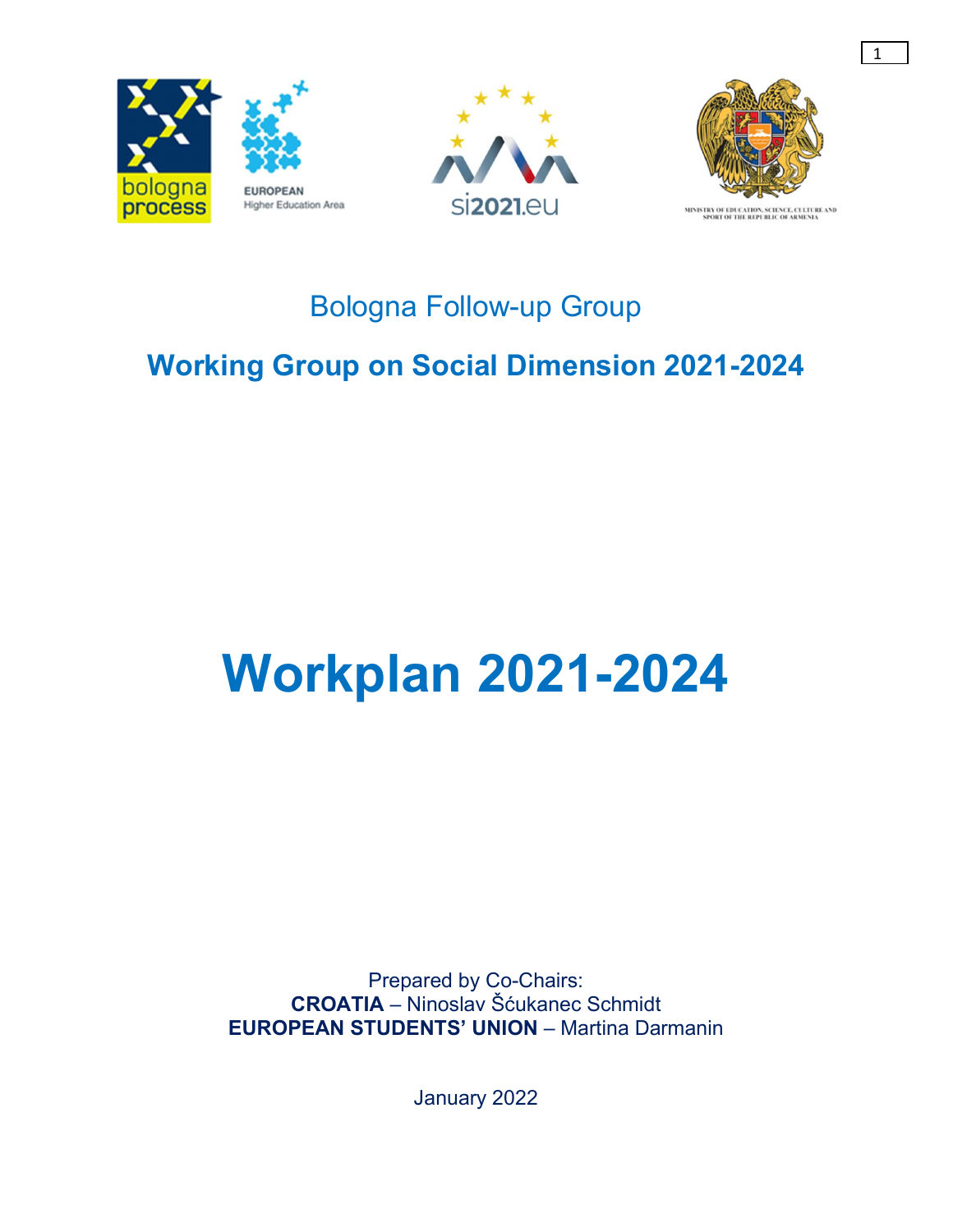Bologna Follow-up Group

## Working Group on Social Dimension 2021-2024

# Workplan 2021-2024

Prepared by Co-Chairs:
**CROATIA** – Ninoslav Šćukanec Schmidt
**EUROPEAN STUDENTS' UNION** – Martina Darmanin

January 2022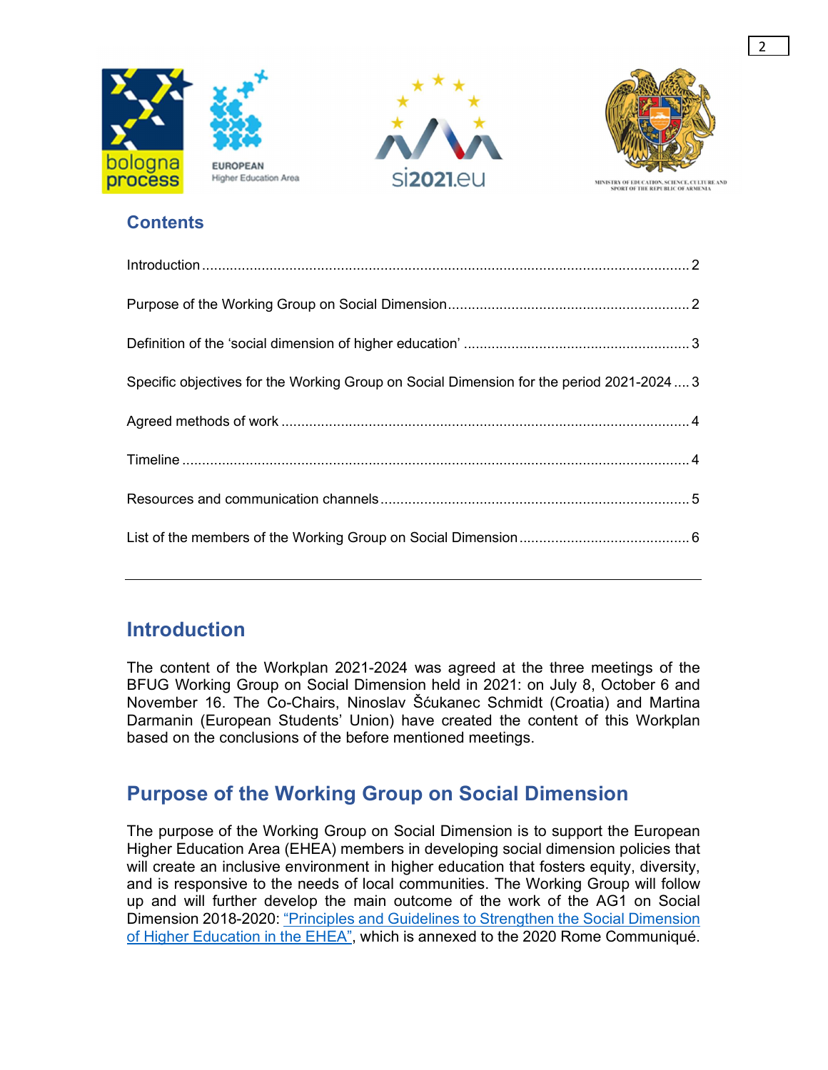## Contents

Introduction .......................................................................................................................... 2

Purpose of the Working Group on Social Dimension ............................................................ 2

Definition of the 'social dimension of higher education' ........................................................ 3

Specific objectives for the Working Group on Social Dimension for the period 2021-2024 .... 3

Agreed methods of work ...................................................................................................... 4

Timeline ............................................................................................................................... 4

Resources and communication channels .............................................................................. 5

List of the members of the Working Group on Social Dimension ........................................... 6

---

## Introduction

The content of the Workplan 2021-2024 was agreed at the three meetings of the BFUG Working Group on Social Dimension held in 2021: on July 8, October 6 and November 16. The Co-Chairs, Ninoslav Šćukanec Schmidt (Croatia) and Martina Darmanin (European Students' Union) have created the content of this Workplan based on the conclusions of the before mentioned meetings.

## Purpose of the Working Group on Social Dimension

The purpose of the Working Group on Social Dimension is to support the European Higher Education Area (EHEA) members in developing social dimension policies that will create an inclusive environment in higher education that fosters equity, diversity, and is responsive to the needs of local communities. The Working Group will follow up and will further develop the main outcome of the work of the AG1 on Social Dimension 2018-2020: "Principles and Guidelines to Strengthen the Social Dimension of Higher Education in the EHEA", which is annexed to the 2020 Rome Communiqué.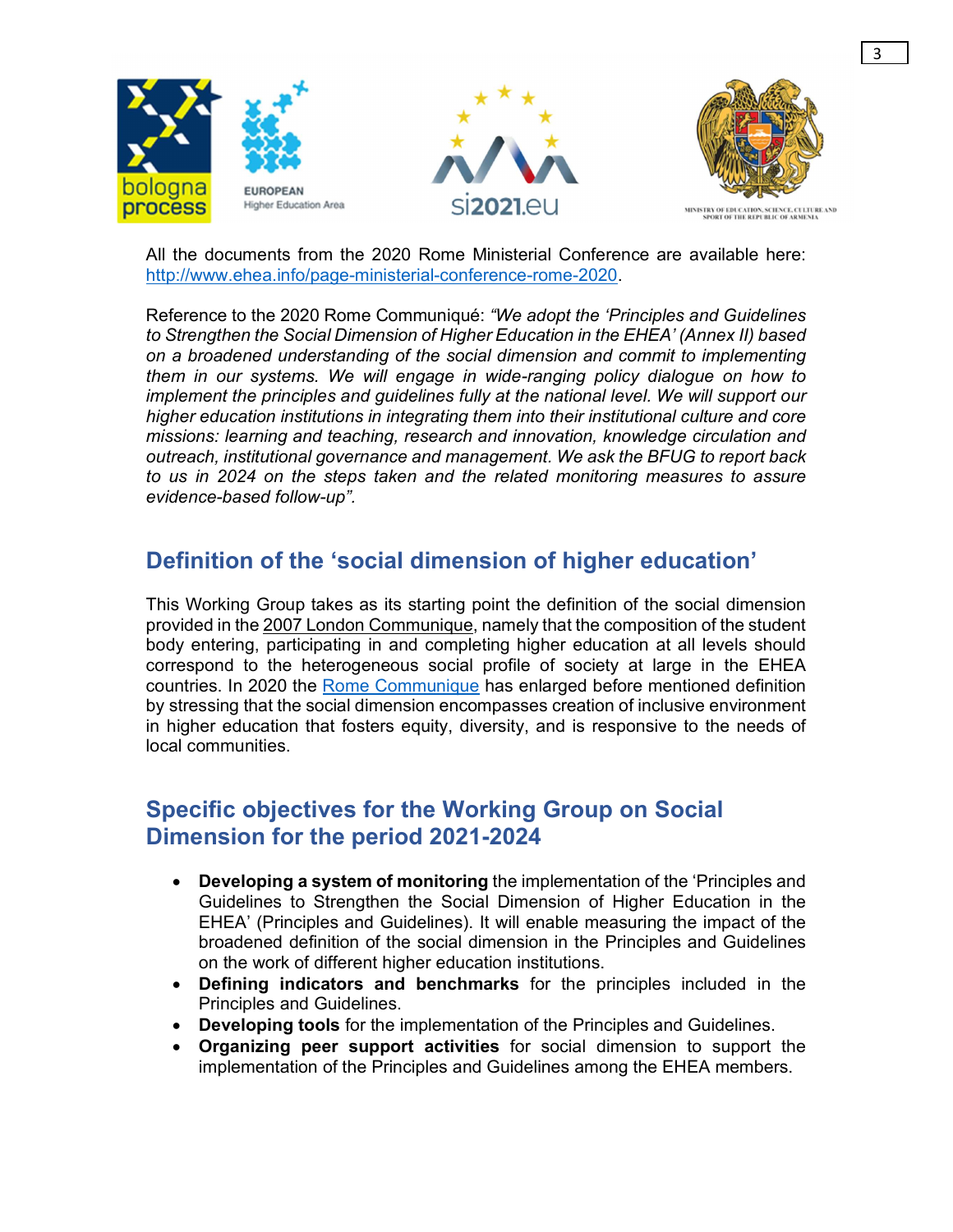All the documents from the 2020 Rome Ministerial Conference are available here: http://www.ehea.info/page-ministerial-conference-rome-2020.

Reference to the 2020 Rome Communiqué: *"We adopt the 'Principles and Guidelines to Strengthen the Social Dimension of Higher Education in the EHEA' (Annex II) based on a broadened understanding of the social dimension and commit to implementing them in our systems. We will engage in wide-ranging policy dialogue on how to implement the principles and guidelines fully at the national level. We will support our higher education institutions in integrating them into their institutional culture and core missions: learning and teaching, research and innovation, knowledge circulation and outreach, institutional governance and management. We ask the BFUG to report back to us in 2024 on the steps taken and the related monitoring measures to assure evidence-based follow-up".*

## Definition of the 'social dimension of higher education'

This Working Group takes as its starting point the definition of the social dimension provided in the 2007 London Communique, namely that the composition of the student body entering, participating in and completing higher education at all levels should correspond to the heterogeneous social profile of society at large in the EHEA countries. In 2020 the Rome Communique has enlarged before mentioned definition by stressing that the social dimension encompasses creation of inclusive environment in higher education that fosters equity, diversity, and is responsive to the needs of local communities.

## Specific objectives for the Working Group on Social Dimension for the period 2021-2024

- **Developing a system of monitoring** the implementation of the 'Principles and Guidelines to Strengthen the Social Dimension of Higher Education in the EHEA' (Principles and Guidelines). It will enable measuring the impact of the broadened definition of the social dimension in the Principles and Guidelines on the work of different higher education institutions.
- **Defining indicators and benchmarks** for the principles included in the Principles and Guidelines.
- **Developing tools** for the implementation of the Principles and Guidelines.
- **Organizing peer support activities** for social dimension to support the implementation of the Principles and Guidelines among the EHEA members.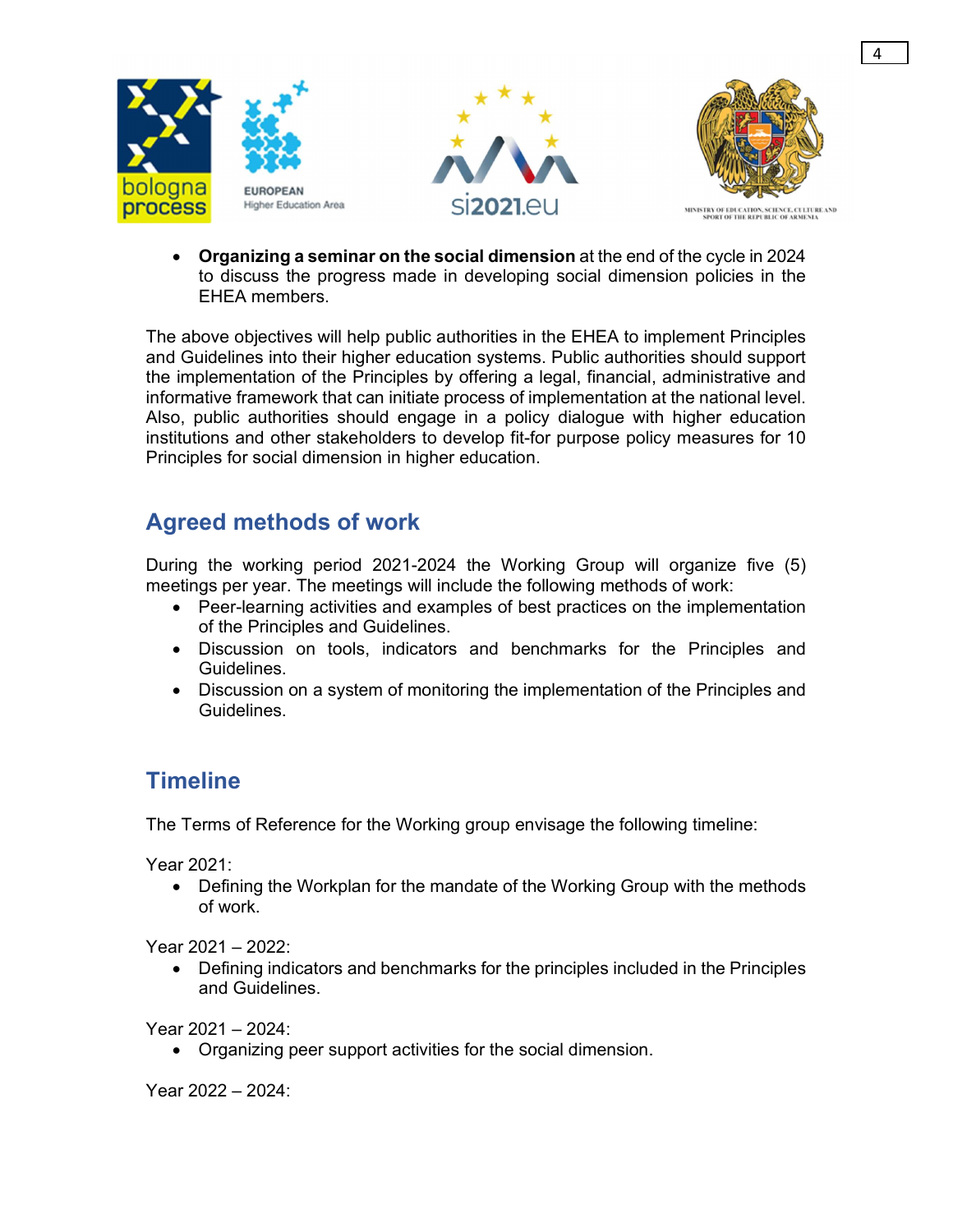- **Organizing a seminar on the social dimension** at the end of the cycle in 2024 to discuss the progress made in developing social dimension policies in the EHEA members.

The above objectives will help public authorities in the EHEA to implement Principles and Guidelines into their higher education systems. Public authorities should support the implementation of the Principles by offering a legal, financial, administrative and informative framework that can initiate process of implementation at the national level. Also, public authorities should engage in a policy dialogue with higher education institutions and other stakeholders to develop fit-for purpose policy measures for 10 Principles for social dimension in higher education.

## Agreed methods of work

During the working period 2021-2024 the Working Group will organize five (5) meetings per year. The meetings will include the following methods of work:

- Peer-learning activities and examples of best practices on the implementation of the Principles and Guidelines.
- Discussion on tools, indicators and benchmarks for the Principles and Guidelines.
- Discussion on a system of monitoring the implementation of the Principles and Guidelines.

## Timeline

The Terms of Reference for the Working group envisage the following timeline:

Year 2021:

- Defining the Workplan for the mandate of the Working Group with the methods of work.

Year 2021 – 2022:

- Defining indicators and benchmarks for the principles included in the Principles and Guidelines.

Year 2021 – 2024:

- Organizing peer support activities for the social dimension.

Year 2022 – 2024: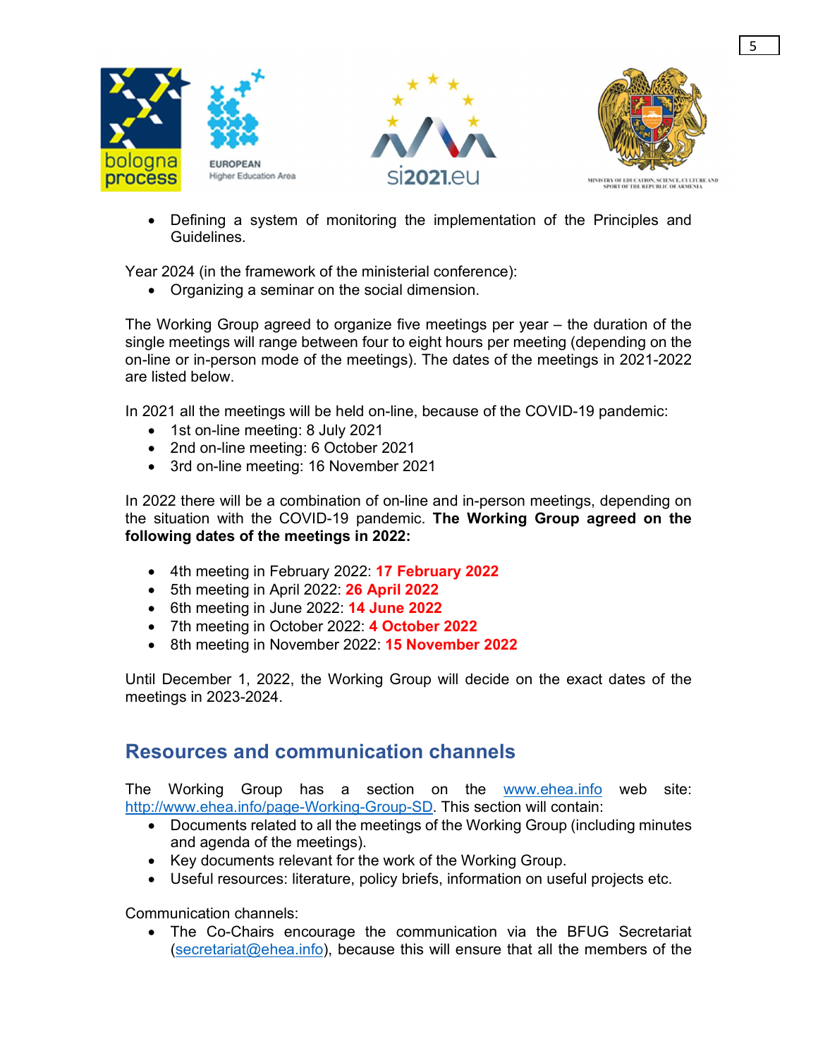- Defining a system of monitoring the implementation of the Principles and Guidelines.

Year 2024 (in the framework of the ministerial conference):

- Organizing a seminar on the social dimension.

The Working Group agreed to organize five meetings per year – the duration of the single meetings will range between four to eight hours per meeting (depending on the on-line or in-person mode of the meetings). The dates of the meetings in 2021-2022 are listed below.

In 2021 all the meetings will be held on-line, because of the COVID-19 pandemic:

- 1st on-line meeting: 8 July 2021
- 2nd on-line meeting: 6 October 2021
- 3rd on-line meeting: 16 November 2021

In 2022 there will be a combination of on-line and in-person meetings, depending on the situation with the COVID-19 pandemic. **The Working Group agreed on the following dates of the meetings in 2022:**

- 4th meeting in February 2022: **17 February 2022**
- 5th meeting in April 2022: **26 April 2022**
- 6th meeting in June 2022: **14 June 2022**
- 7th meeting in October 2022: **4 October 2022**
- 8th meeting in November 2022: **15 November 2022**

Until December 1, 2022, the Working Group will decide on the exact dates of the meetings in 2023-2024.

## Resources and communication channels

The Working Group has a section on the www.ehea.info web site: http://www.ehea.info/page-Working-Group-SD. This section will contain:

- Documents related to all the meetings of the Working Group (including minutes and agenda of the meetings).
- Key documents relevant for the work of the Working Group.
- Useful resources: literature, policy briefs, information on useful projects etc.

Communication channels:

- The Co-Chairs encourage the communication via the BFUG Secretariat (secretariat@ehea.info), because this will ensure that all the members of the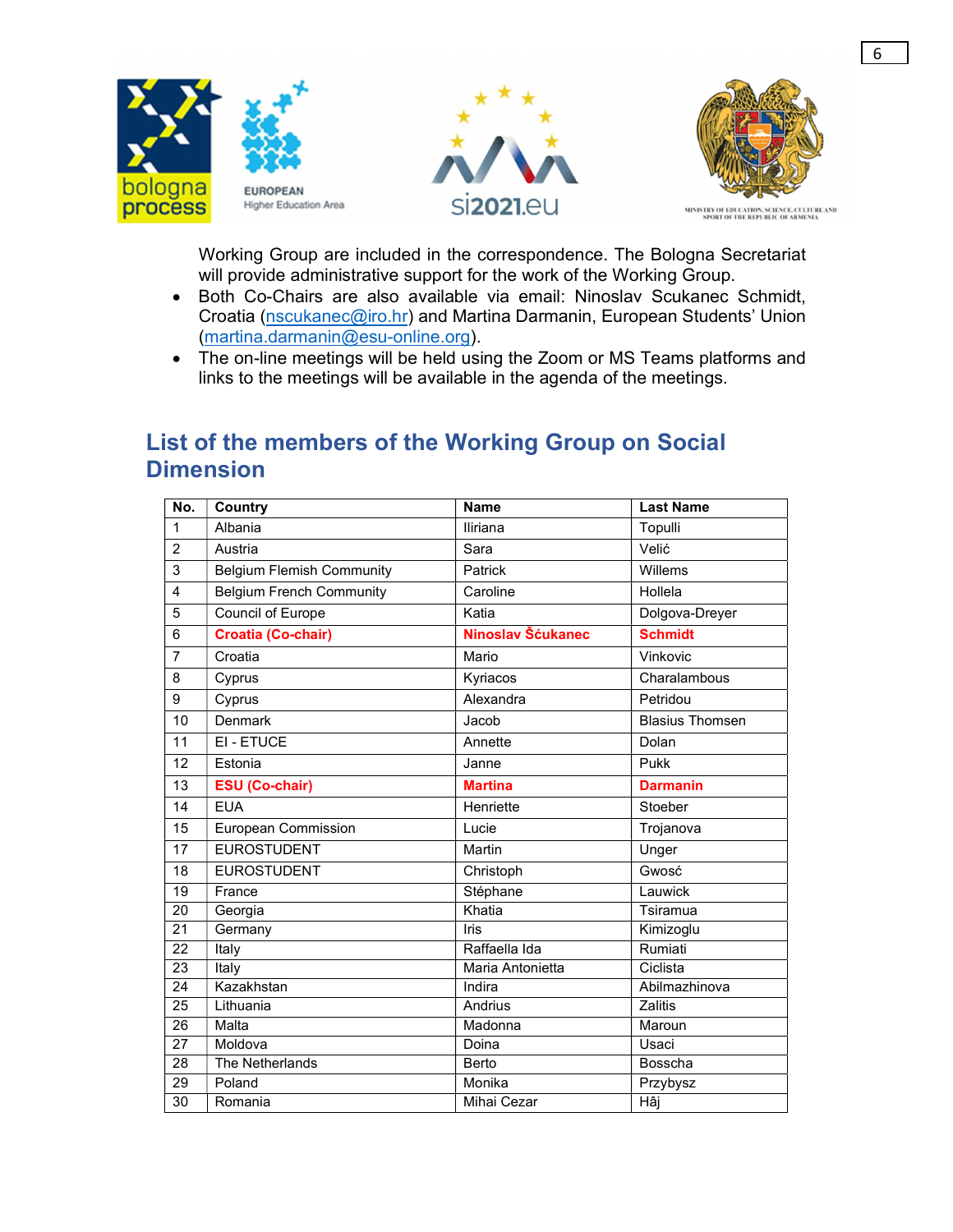Working Group are included in the correspondence. The Bologna Secretariat will provide administrative support for the work of the Working Group.

- Both Co-Chairs are also available via email: Ninoslav Scukanec Schmidt, Croatia (nscukanec@iro.hr) and Martina Darmanin, European Students' Union (martina.darmanin@esu-online.org).
- The on-line meetings will be held using the Zoom or MS Teams platforms and links to the meetings will be available in the agenda of the meetings.

## List of the members of the Working Group on Social Dimension

| No. | Country | Name | Last Name |
|---|---|---|---|
| 1 | Albania | Iliriana | Topulli |
| 2 | Austria | Sara | Velić |
| 3 | Belgium Flemish Community | Patrick | Willems |
| 4 | Belgium French Community | Caroline | Hollela |
| 5 | Council of Europe | Katia | Dolgova-Dreyer |
| 6 | **Croatia (Co-chair)** | **Ninoslav Šćukanec** | **Schmidt** |
| 7 | Croatia | Mario | Vinkovic |
| 8 | Cyprus | Kyriacos | Charalambous |
| 9 | Cyprus | Alexandra | Petridou |
| 10 | Denmark | Jacob | Blasius Thomsen |
| 11 | EI - ETUCE | Annette | Dolan |
| 12 | Estonia | Janne | Pukk |
| 13 | **ESU (Co-chair)** | **Martina** | **Darmanin** |
| 14 | EUA | Henriette | Stoeber |
| 15 | European Commission | Lucie | Trojanova |
| 17 | EUROSTUDENT | Martin | Unger |
| 18 | EUROSTUDENT | Christoph | Gwosć |
| 19 | France | Stéphane | Lauwick |
| 20 | Georgia | Khatia | Tsiramua |
| 21 | Germany | Iris | Kimizoglu |
| 22 | Italy | Raffaella Ida | Rumiati |
| 23 | Italy | Maria Antonietta | Ciclista |
| 24 | Kazakhstan | Indira | Abilmazhinova |
| 25 | Lithuania | Andrius | Zalitis |
| 26 | Malta | Madonna | Maroun |
| 27 | Moldova | Doina | Usaci |
| 28 | The Netherlands | Berto | Bosscha |
| 29 | Poland | Monika | Przybysz |
| 30 | Romania | Mihai Cezar | Hâj |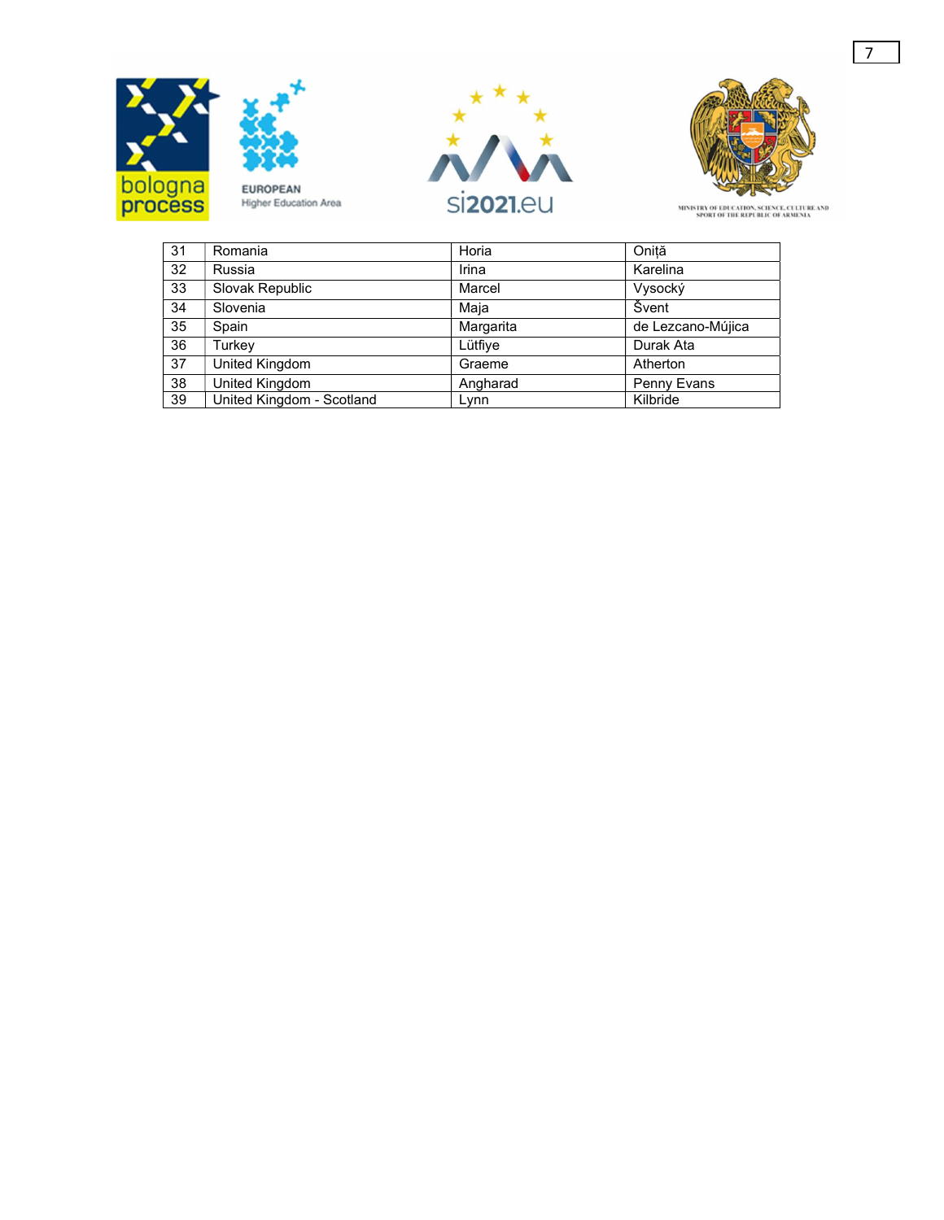| | | | |
|---|---|---|---|
| 31 | Romania | Horia | Oniță |
| 32 | Russia | Irina | Karelina |
| 33 | Slovak Republic | Marcel | Vysocký |
| 34 | Slovenia | Maja | Švent |
| 35 | Spain | Margarita | de Lezcano-Mújica |
| 36 | Turkey | Lütfiye | Durak Ata |
| 37 | United Kingdom | Graeme | Atherton |
| 38 | United Kingdom | Angharad | Penny Evans |
| 39 | United Kingdom - Scotland | Lynn | Kilbride |